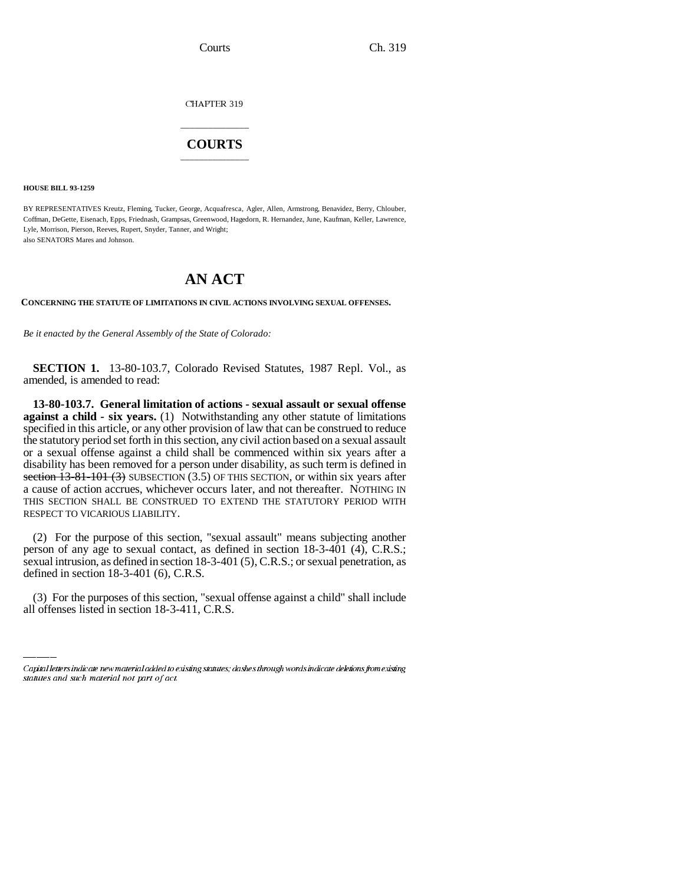CHAPTER 319

# COURTS

**HOUSE BILL 93-1259**

BY REPRESENTATIVES Kreutz, Fleming, Tucker, George, Acquafresca, Agler, Allen, Armstrong, Benavidez, Berry, Chlouber, Coffman, DeGette, Eisenach, Epps, Friednash, Grampsas, Greenwood, Hagedorn, R. Hernandez, June, Kaufman, Keller, Lawrence, Lyle, Morrison, Pierson, Reeves, Rupert, Snyder, Tanner, and Wright;
also SENATORS Mares and Johnson.

# AN ACT

**CONCERNING THE STATUTE OF LIMITATIONS IN CIVIL ACTIONS INVOLVING SEXUAL OFFENSES.**

*Be it enacted by the General Assembly of the State of Colorado:*

**SECTION 1.** 13-80-103.7, Colorado Revised Statutes, 1987 Repl. Vol., as amended, is amended to read:

**13-80-103.7. General limitation of actions - sexual assault or sexual offense against a child - six years.** (1) Notwithstanding any other statute of limitations specified in this article, or any other provision of law that can be construed to reduce the statutory period set forth in this section, any civil action based on a sexual assault or a sexual offense against a child shall be commenced within six years after a disability has been removed for a person under disability, as such term is defined in ~~section 13-81-101 (3)~~ SUBSECTION (3.5) OF THIS SECTION, or within six years after a cause of action accrues, whichever occurs later, and not thereafter. NOTHING IN THIS SECTION SHALL BE CONSTRUED TO EXTEND THE STATUTORY PERIOD WITH RESPECT TO VICARIOUS LIABILITY.

(2) For the purpose of this section, "sexual assault" means subjecting another person of any age to sexual contact, as defined in section 18-3-401 (4), C.R.S.; sexual intrusion, as defined in section 18-3-401 (5), C.R.S.; or sexual penetration, as defined in section 18-3-401 (6), C.R.S.

(3) For the purposes of this section, "sexual offense against a child" shall include all offenses listed in section 18-3-411, C.R.S.

*Capital letters indicate new material added to existing statutes; dashes through words indicate deletions from existing statutes and such material not part of act.*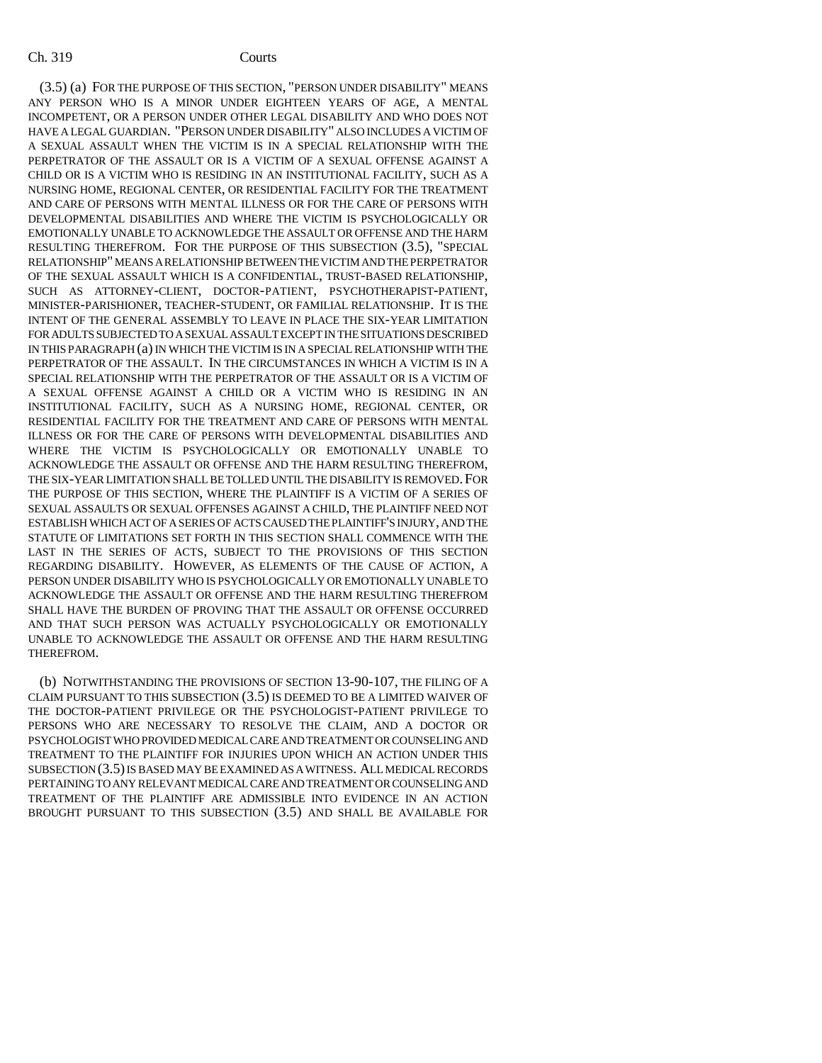(3.5) (a) FOR THE PURPOSE OF THIS SECTION, "PERSON UNDER DISABILITY" MEANS ANY PERSON WHO IS A MINOR UNDER EIGHTEEN YEARS OF AGE, A MENTAL INCOMPETENT, OR A PERSON UNDER OTHER LEGAL DISABILITY AND WHO DOES NOT HAVE A LEGAL GUARDIAN. "PERSON UNDER DISABILITY" ALSO INCLUDES A VICTIM OF A SEXUAL ASSAULT WHEN THE VICTIM IS IN A SPECIAL RELATIONSHIP WITH THE PERPETRATOR OF THE ASSAULT OR IS A VICTIM OF A SEXUAL OFFENSE AGAINST A CHILD OR IS A VICTIM WHO IS RESIDING IN AN INSTITUTIONAL FACILITY, SUCH AS A NURSING HOME, REGIONAL CENTER, OR RESIDENTIAL FACILITY FOR THE TREATMENT AND CARE OF PERSONS WITH MENTAL ILLNESS OR FOR THE CARE OF PERSONS WITH DEVELOPMENTAL DISABILITIES AND WHERE THE VICTIM IS PSYCHOLOGICALLY OR EMOTIONALLY UNABLE TO ACKNOWLEDGE THE ASSAULT OR OFFENSE AND THE HARM RESULTING THEREFROM. FOR THE PURPOSE OF THIS SUBSECTION (3.5), "SPECIAL RELATIONSHIP" MEANS A RELATIONSHIP BETWEEN THE VICTIM AND THE PERPETRATOR OF THE SEXUAL ASSAULT WHICH IS A CONFIDENTIAL, TRUST-BASED RELATIONSHIP, SUCH AS ATTORNEY-CLIENT, DOCTOR-PATIENT, PSYCHOTHERAPIST-PATIENT, MINISTER-PARISHIONER, TEACHER-STUDENT, OR FAMILIAL RELATIONSHIP. IT IS THE INTENT OF THE GENERAL ASSEMBLY TO LEAVE IN PLACE THE SIX-YEAR LIMITATION FOR ADULTS SUBJECTED TO A SEXUAL ASSAULT EXCEPT IN THE SITUATIONS DESCRIBED IN THIS PARAGRAPH (a) IN WHICH THE VICTIM IS IN A SPECIAL RELATIONSHIP WITH THE PERPETRATOR OF THE ASSAULT. IN THE CIRCUMSTANCES IN WHICH A VICTIM IS IN A SPECIAL RELATIONSHIP WITH THE PERPETRATOR OF THE ASSAULT OR IS A VICTIM OF A SEXUAL OFFENSE AGAINST A CHILD OR A VICTIM WHO IS RESIDING IN AN INSTITUTIONAL FACILITY, SUCH AS A NURSING HOME, REGIONAL CENTER, OR RESIDENTIAL FACILITY FOR THE TREATMENT AND CARE OF PERSONS WITH MENTAL ILLNESS OR FOR THE CARE OF PERSONS WITH DEVELOPMENTAL DISABILITIES AND WHERE THE VICTIM IS PSYCHOLOGICALLY OR EMOTIONALLY UNABLE TO ACKNOWLEDGE THE ASSAULT OR OFFENSE AND THE HARM RESULTING THEREFROM, THE SIX-YEAR LIMITATION SHALL BE TOLLED UNTIL THE DISABILITY IS REMOVED. FOR THE PURPOSE OF THIS SECTION, WHERE THE PLAINTIFF IS A VICTIM OF A SERIES OF SEXUAL ASSAULTS OR SEXUAL OFFENSES AGAINST A CHILD, THE PLAINTIFF NEED NOT ESTABLISH WHICH ACT OF A SERIES OF ACTS CAUSED THE PLAINTIFF'S INJURY, AND THE STATUTE OF LIMITATIONS SET FORTH IN THIS SECTION SHALL COMMENCE WITH THE LAST IN THE SERIES OF ACTS, SUBJECT TO THE PROVISIONS OF THIS SECTION REGARDING DISABILITY. HOWEVER, AS ELEMENTS OF THE CAUSE OF ACTION, A PERSON UNDER DISABILITY WHO IS PSYCHOLOGICALLY OR EMOTIONALLY UNABLE TO ACKNOWLEDGE THE ASSAULT OR OFFENSE AND THE HARM RESULTING THEREFROM SHALL HAVE THE BURDEN OF PROVING THAT THE ASSAULT OR OFFENSE OCCURRED AND THAT SUCH PERSON WAS ACTUALLY PSYCHOLOGICALLY OR EMOTIONALLY UNABLE TO ACKNOWLEDGE THE ASSAULT OR OFFENSE AND THE HARM RESULTING THEREFROM.

(b) NOTWITHSTANDING THE PROVISIONS OF SECTION 13-90-107, THE FILING OF A CLAIM PURSUANT TO THIS SUBSECTION (3.5) IS DEEMED TO BE A LIMITED WAIVER OF THE DOCTOR-PATIENT PRIVILEGE OR THE PSYCHOLOGIST-PATIENT PRIVILEGE TO PERSONS WHO ARE NECESSARY TO RESOLVE THE CLAIM, AND A DOCTOR OR PSYCHOLOGIST WHO PROVIDED MEDICAL CARE AND TREATMENT OR COUNSELING AND TREATMENT TO THE PLAINTIFF FOR INJURIES UPON WHICH AN ACTION UNDER THIS SUBSECTION (3.5) IS BASED MAY BE EXAMINED AS A WITNESS. ALL MEDICAL RECORDS PERTAINING TO ANY RELEVANT MEDICAL CARE AND TREATMENT OR COUNSELING AND TREATMENT OF THE PLAINTIFF ARE ADMISSIBLE INTO EVIDENCE IN AN ACTION BROUGHT PURSUANT TO THIS SUBSECTION (3.5) AND SHALL BE AVAILABLE FOR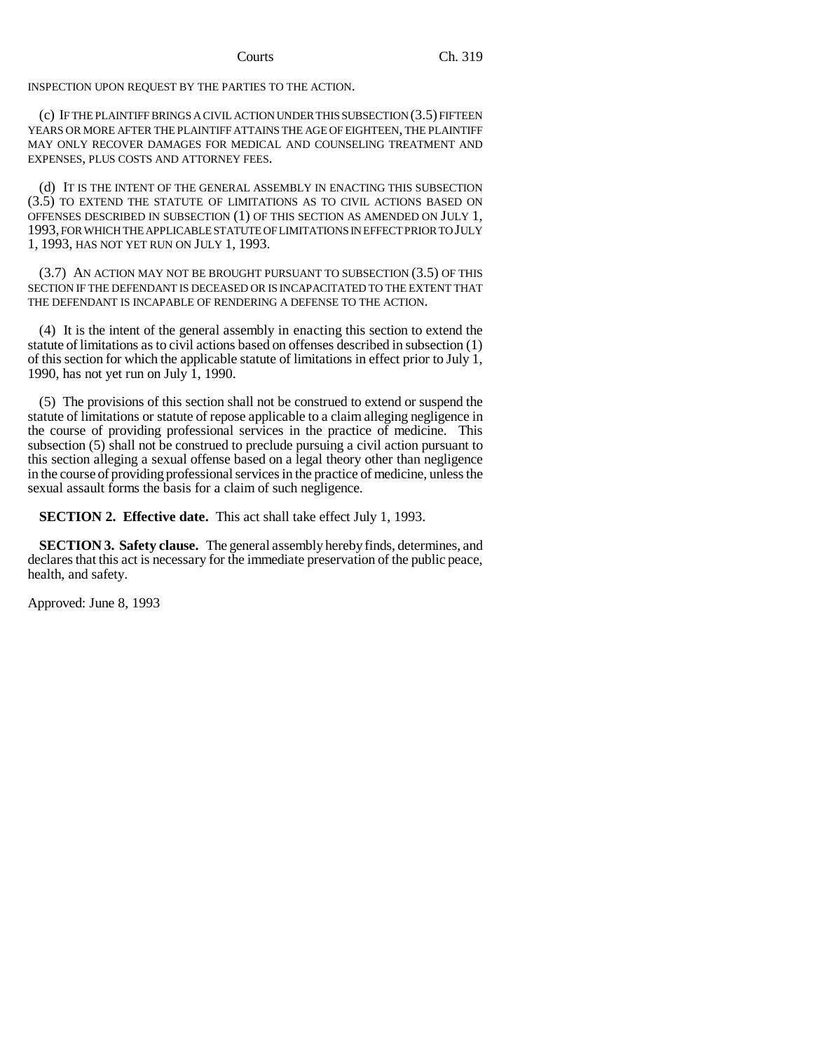INSPECTION UPON REQUEST BY THE PARTIES TO THE ACTION.

(c) IF THE PLAINTIFF BRINGS A CIVIL ACTION UNDER THIS SUBSECTION (3.5) FIFTEEN YEARS OR MORE AFTER THE PLAINTIFF ATTAINS THE AGE OF EIGHTEEN, THE PLAINTIFF MAY ONLY RECOVER DAMAGES FOR MEDICAL AND COUNSELING TREATMENT AND EXPENSES, PLUS COSTS AND ATTORNEY FEES.

(d) IT IS THE INTENT OF THE GENERAL ASSEMBLY IN ENACTING THIS SUBSECTION (3.5) TO EXTEND THE STATUTE OF LIMITATIONS AS TO CIVIL ACTIONS BASED ON OFFENSES DESCRIBED IN SUBSECTION (1) OF THIS SECTION AS AMENDED ON JULY 1, 1993, FOR WHICH THE APPLICABLE STATUTE OF LIMITATIONS IN EFFECT PRIOR TO JULY 1, 1993, HAS NOT YET RUN ON JULY 1, 1993.

(3.7) AN ACTION MAY NOT BE BROUGHT PURSUANT TO SUBSECTION (3.5) OF THIS SECTION IF THE DEFENDANT IS DECEASED OR IS INCAPACITATED TO THE EXTENT THAT THE DEFENDANT IS INCAPABLE OF RENDERING A DEFENSE TO THE ACTION.

(4) It is the intent of the general assembly in enacting this section to extend the statute of limitations as to civil actions based on offenses described in subsection (1) of this section for which the applicable statute of limitations in effect prior to July 1, 1990, has not yet run on July 1, 1990.

(5) The provisions of this section shall not be construed to extend or suspend the statute of limitations or statute of repose applicable to a claim alleging negligence in the course of providing professional services in the practice of medicine. This subsection (5) shall not be construed to preclude pursuing a civil action pursuant to this section alleging a sexual offense based on a legal theory other than negligence in the course of providing professional services in the practice of medicine, unless the sexual assault forms the basis for a claim of such negligence.

**SECTION 2. Effective date.** This act shall take effect July 1, 1993.

**SECTION 3. Safety clause.** The general assembly hereby finds, determines, and declares that this act is necessary for the immediate preservation of the public peace, health, and safety.

Approved: June 8, 1993